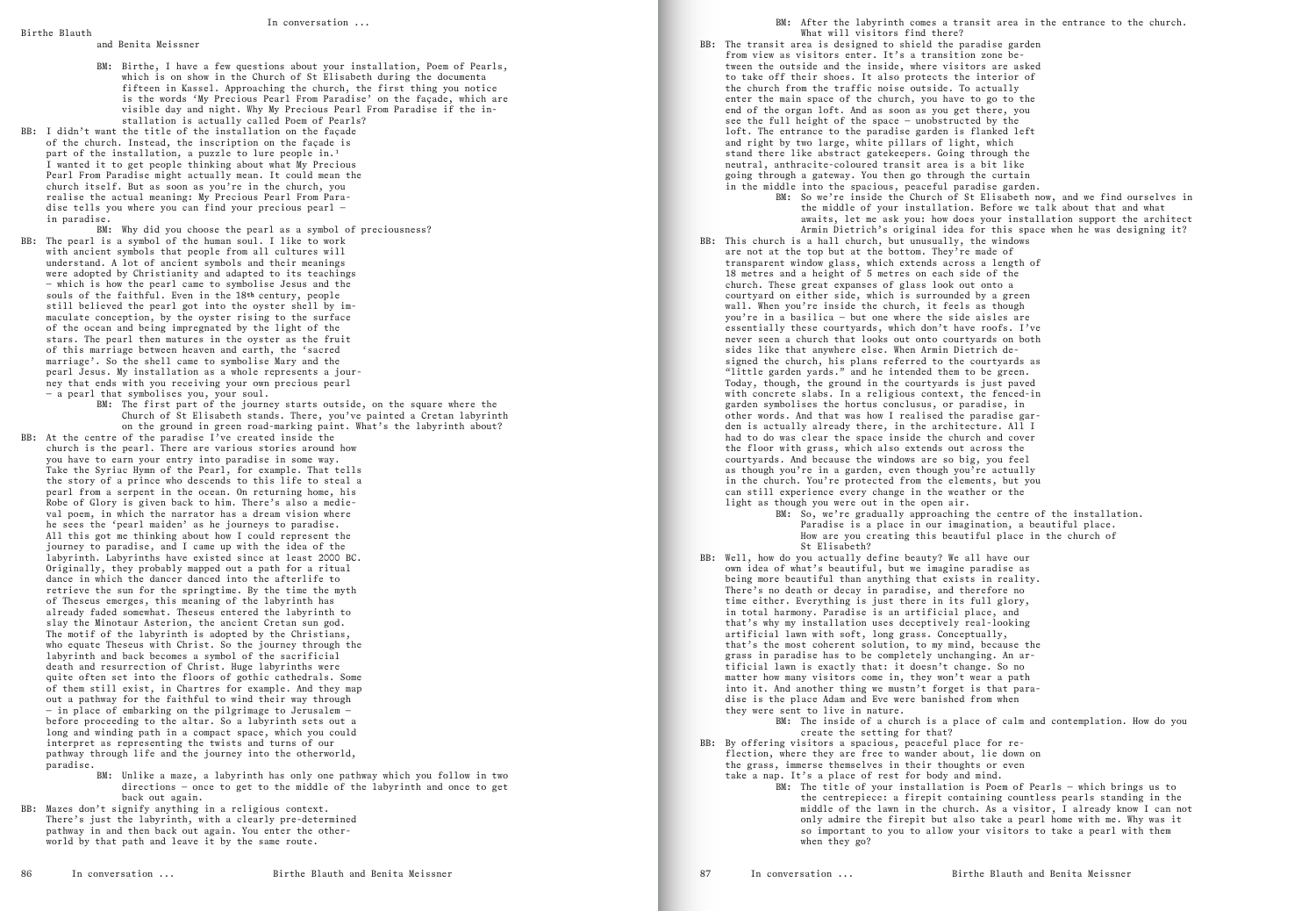# In conversation ...

## Birthe Blauth and Benita Meissner

BM: Birthe, I have a few questions about your installation, Poem of Pearls, which is on show in the Church of St Elisabeth during the documenta fifteen in Kassel. Approaching the church, the first thing you notice is the words 'My Precious Pearl From Paradise' on the façade, which are visible day and night. Why My Precious Pearl From Paradise if the installation is actually called Poem of Pearls?

BB: I didn't want the title of the installation on the façade of the church. Instead, the inscription on the façade is part of the installation, a puzzle to lure people in.[1] I wanted it to get people thinking about what My Precious Pearl From Paradise might actually mean. It could mean the church itself. But as soon as you're in the church, you realise the actual meaning: My Precious Pearl From Paradise tells you where you can find your precious pearl – in paradise.

BM: Why did you choose the pearl as a symbol of preciousness?

BB: The pearl is a symbol of the human soul. I like to work with ancient symbols that people from all cultures will understand. A lot of ancient symbols and their meanings were adopted by Christianity and adapted to its teachings – which is how the pearl came to symbolise Jesus and the souls of the faithful. Even in the 18th century, people still believed the pearl got into the oyster shell by immaculate conception, by the oyster rising to the surface of the ocean and being impregnated by the light of the stars. The pearl then matures in the oyster as the fruit of this marriage between heaven and earth, the 'sacred marriage'. So the shell came to symbolise Mary and the pearl Jesus. My installation as a whole represents a journey that ends with you receiving your own precious pearl – a pearl that symbolises you, your soul.

BM: The first part of the journey starts outside, on the square where the Church of St Elisabeth stands. There, you've painted a Cretan labyrinth on the ground in green road-marking paint. What's the labyrinth about?

BB: At the centre of the paradise I've created inside the church is the pearl. There are various stories around how you have to earn your entry into paradise in some way. Take the Syriac Hymn of the Pearl, for example. That tells the story of a prince who descends to this life to steal a pearl from a serpent in the ocean. On returning home, his Robe of Glory is given back to him. There's also a medieval poem, in which the narrator has a dream vision where he sees the 'pearl maiden' as he journeys to paradise. All this got me thinking about how I could represent the journey to paradise, and I came up with the idea of the labyrinth. Labyrinths have existed since at least 2000 BC. Originally, they probably mapped out a path for a ritual dance in which the dancer danced into the afterlife to retrieve the sun for the springtime. By the time the myth of Theseus emerges, this meaning of the labyrinth has already faded somewhat. Theseus entered the labyrinth to slay the Minotaur Asterion, the ancient Cretan sun god. The motif of the labyrinth is adopted by the Christians, who equate Theseus with Christ. So the journey through the labyrinth and back becomes a symbol of the sacrificial death and resurrection of Christ. Huge labyrinths were quite often set into the floors of gothic cathedrals. Some of them still exist, in Chartres for example. And they map out a pathway for the faithful to wind their way through – in place of embarking on the pilgrimage to Jerusalem – before proceeding to the altar. So a labyrinth sets out a long and winding path in a compact space, which you could interpret as representing the twists and turns of our pathway through life and the journey into the otherworld, paradise.

BM: Unlike a maze, a labyrinth has only one pathway which you follow in two directions – once to get to the middle of the labyrinth and once to get back out again.

BB: Mazes don't signify anything in a religious context. There's just the labyrinth, with a clearly pre-determined pathway in and then back out again. You enter the otherworld by that path and leave it by the same route.

BM: After the labyrinth comes a transit area in the entrance to the church. What will visitors find there?

BB: The transit area is designed to shield the paradise garden from view as visitors enter. It's a transition zone between the outside and the inside, where visitors are asked to take off their shoes. It also protects the interior of the church from the traffic noise outside. To actually enter the main space of the church, you have to go to the end of the organ loft. And as soon as you get there, you see the full height of the space – unobstructed by the loft. The entrance to the paradise garden is flanked left and right by two large, white pillars of light, which stand there like abstract gatekeepers. Going through the neutral, anthracite-coloured transit area is a bit like going through a gateway. You then go through the curtain in the middle into the spacious, peaceful paradise garden.

BM: So we're inside the Church of St Elisabeth now, and we find ourselves in the middle of your installation. Before we talk about that and what awaits, let me ask you: how does your installation support the architect Armin Dietrich's original idea for this space when he was designing it?

BB: This church is a hall church, but unusually, the windows are not at the top but at the bottom. They're made of transparent window glass, which extends across a length of 18 metres and a height of 5 metres on each side of the church. These great expanses of glass look out onto a courtyard on either side, which is surrounded by a green wall. When you're inside the church, it feels as though you're in a basilica – but one where the side aisles are essentially these courtyards, which don't have roofs. I've never seen a church that looks out onto courtyards on both sides like that anywhere else. When Armin Dietrich designed the church, his plans referred to the courtyards as "little garden yards." and he intended them to be green. Today, though, the ground in the courtyards is just paved with concrete slabs. In a religious context, the fenced-in garden symbolises the hortus conclusus, or paradise, in other words. And that was how I realised the paradise garden is actually already there, in the architecture. All I had to do was clear the space inside the church and cover the floor with grass, which also extends out across the courtyards. And because the windows are so big, you feel as though you're in a garden, even though you're actually in the church. You're protected from the elements, but you can still experience every change in the weather or the light as though you were out in the open air.

BM: So, we're gradually approaching the centre of the installation. Paradise is a place in our imagination, a beautiful place. How are you creating this beautiful place in the church of St Elisabeth?

BB: Well, how do you actually define beauty? We all have our own idea of what's beautiful, but we imagine paradise as being more beautiful than anything that exists in reality. There's no death or decay in paradise, and therefore no time either. Everything is just there in its full glory, in total harmony. Paradise is an artificial place, and that's why my installation uses deceptively real-looking artificial lawn with soft, long grass. Conceptually, that's the most coherent solution, to my mind, because the grass in paradise has to be completely unchanging. An artificial lawn is exactly that: it doesn't change. So no matter how many visitors come in, they won't wear a path into it. And another thing we mustn't forget is that paradise is the place Adam and Eve were banished from when they were sent to live in nature.

BM: The inside of a church is a place of calm and contemplation. How do you create the setting for that?

BB: By offering visitors a spacious, peaceful place for reflection, where they are free to wander about, lie down on the grass, immerse themselves in their thoughts or even take a nap. It's a place of rest for body and mind.

BM: The title of your installation is Poem of Pearls – which brings us to the centrepiece: a firepit containing countless pearls standing in the middle of the lawn in the church. As a visitor, I already know I can not only admire the firepit but also take a pearl home with me. Why was it so important to you to allow your visitors to take a pearl with them when they go?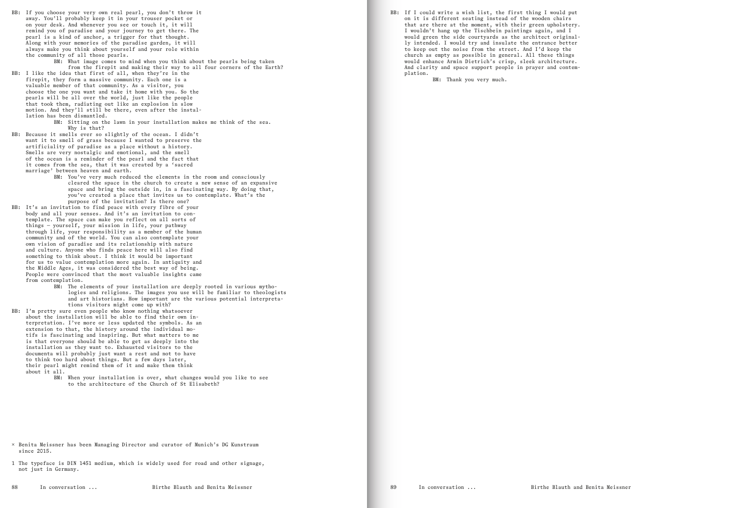BB: If you choose your very own real pearl, you don't throw it away. You'll probably keep it in your trouser pocket or on your desk. And whenever you see or touch it, it will remind you of paradise and your journey to get there. The pearl is a kind of anchor, a trigger for that thought. Along with your memories of the paradise garden, it will always make you think about yourself and your role within the community of all those pearls.

BM: What image comes to mind when you think about the pearls being taken from the firepit and making their way to all four corners of the Earth?

BB: I like the idea that first of all, when they're in the firepit, they form a massive community. Each one is a valuable member of that community. As a visitor, you choose the one you want and take it home with you. So the pearls will be all over the world, just like the people that took them, radiating out like an explosion in slow motion. And they'll still be there, even after the installation has been dismantled.

BM: Sitting on the lawn in your installation makes me think of the sea. Why is that?

BB: Because it smells ever so slightly of the ocean. I didn't want it to smell of grass because I wanted to preserve the artificiality of paradise as a place without a history. Smells are very nostalgic and emotional, and the smell of the ocean is a reminder of the pearl and the fact that it comes from the sea, that it was created by a 'sacred marriage' between heaven and earth.

BM: You've very much reduced the elements in the room and consciously cleared the space in the church to create a new sense of an expansive space and bring the outside in, in a fascinating way. By doing that, you've created a place that invites us to contemplate. What's the purpose of the invitation? Is there one?

BB: It's an invitation to find peace with every fibre of your body and all your senses. And it's an invitation to contemplate. The space can make you reflect on all sorts of things – yourself, your mission in life, your pathway through life, your responsibility as a member of the human community and of the world. You can also contemplate your own vision of paradise and its relationship with nature and culture. Anyone who finds peace here will also find something to think about. I think it would be important for us to value contemplation more again. In antiquity and the Middle Ages, it was considered the best way of being. People were convinced that the most valuable insights came from contemplation.

BM: The elements of your installation are deeply rooted in various mythologies and religions. The images you use will be familiar to theologists and art historians. How important are the various potential interpretations visitors might come up with?

BB: I'm pretty sure even people who know nothing whatsoever about the installation will be able to find their own interpretation. I've more or less updated the symbols. As an extension to that, the history around the individual motifs is fascinating and inspiring. But what matters to me is that everyone should be able to get as deeply into the installation as they want to. Exhausted visitors to the documenta will probably just want a rest and not to have to think too hard about things. But a few days later, their pearl might remind them of it and make them think about it all.

BM: When your installation is over, what changes would you like to see to the architecture of the Church of St Elisabeth?

BB: If I could write a wish list, the first thing I would put on it is different seating instead of the wooden chairs that are there at the moment, with their green upholstery. I wouldn't hang up the Tischbein paintings again, and I would green the side courtyards as the architect originally intended. I would try and insulate the entrance better to keep out the noise from the street. And I'd keep the church as empty as possible in general. All these things would enhance Armin Dietrich's crisp, sleek architecture. And clarity and space support people in prayer and contemplation.

BM: Thank you very much.

× Benita Meissner has been Managing Director and curator of Munich's DG Kunstraum since 2015.

1 The typeface is DIN 1451 medium, which is widely used for road and other signage, not just in Germany.